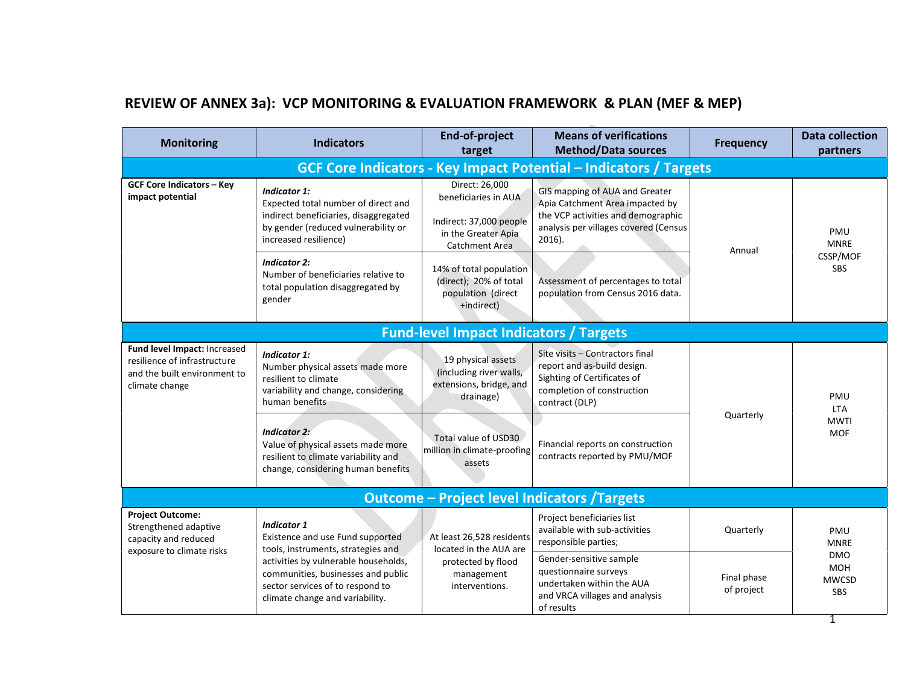# REVIEW OF ANNEX 3a): VCP MONITORING & EVALUATION FRAMEWORK & PLAN (MEF & MEP)

| Monitoring | Indicators | End-of-project target | Means of verifications Method/Data sources | Frequency | Data collection partners |
|---|---|---|---|---|---|
| **GCF Core Indicators - Key Impact Potential – Indicators / Targets** | | | | | |
| **GCF Core Indicators – Key impact potential** | ***Indicator 1:*** Expected total number of direct and indirect beneficiaries, disaggregated by gender (reduced vulnerability or increased resilience) | Direct: 26,000 beneficiaries in AUA<br><br>Indirect: 37,000 people in the Greater Apia Catchment Area | GIS mapping of AUA and Greater Apia Catchment Area impacted by the VCP activities and demographic analysis per villages covered (Census 2016). | Annual | PMU<br>MNRE<br>CSSP/MOF<br>SBS |
| | ***Indicator 2:*** Number of beneficiaries relative to total population disaggregated by gender | 14% of total population (direct); 20% of total population (direct +indirect) | Assessment of percentages to total population from Census 2016 data. | | |
| **Fund-level Impact Indicators / Targets** | | | | | |
| **Fund level Impact:** Increased resilience of infrastructure and the built environment to climate change | ***Indicator 1:*** Number physical assets made more resilient to climate variability and change, considering human benefits | 19 physical assets (including river walls, extensions, bridge, and drainage) | Site visits – Contractors final report and as-build design. Sighting of Certificates of completion of construction contract (DLP) | Quarterly | PMU<br>LTA<br>MWTI<br>MOF |
| | ***Indicator 2:*** Value of physical assets made more resilient to climate variability and change, considering human benefits | Total value of USD30 million in climate-proofing assets | Financial reports on construction contracts reported by PMU/MOF | | |
| **Outcome – Project level Indicators /Targets** | | | | | |
| **Project Outcome:** Strengthened adaptive capacity and reduced exposure to climate risks | ***Indicator 1*** Existence and use Fund supported tools, instruments, strategies and activities by vulnerable households, communities, businesses and public sector services of to respond to climate change and variability. | At least 26,528 residents located in the AUA are protected by flood management interventions. | Project beneficiaries list available with sub-activities responsible parties; | Quarterly | PMU<br>MNRE<br>DMO<br>MOH<br>MWCSD<br>SBS |
| | | | Gender-sensitive sample questionnaire surveys undertaken within the AUA and VRCA villages and analysis of results | Final phase of project | |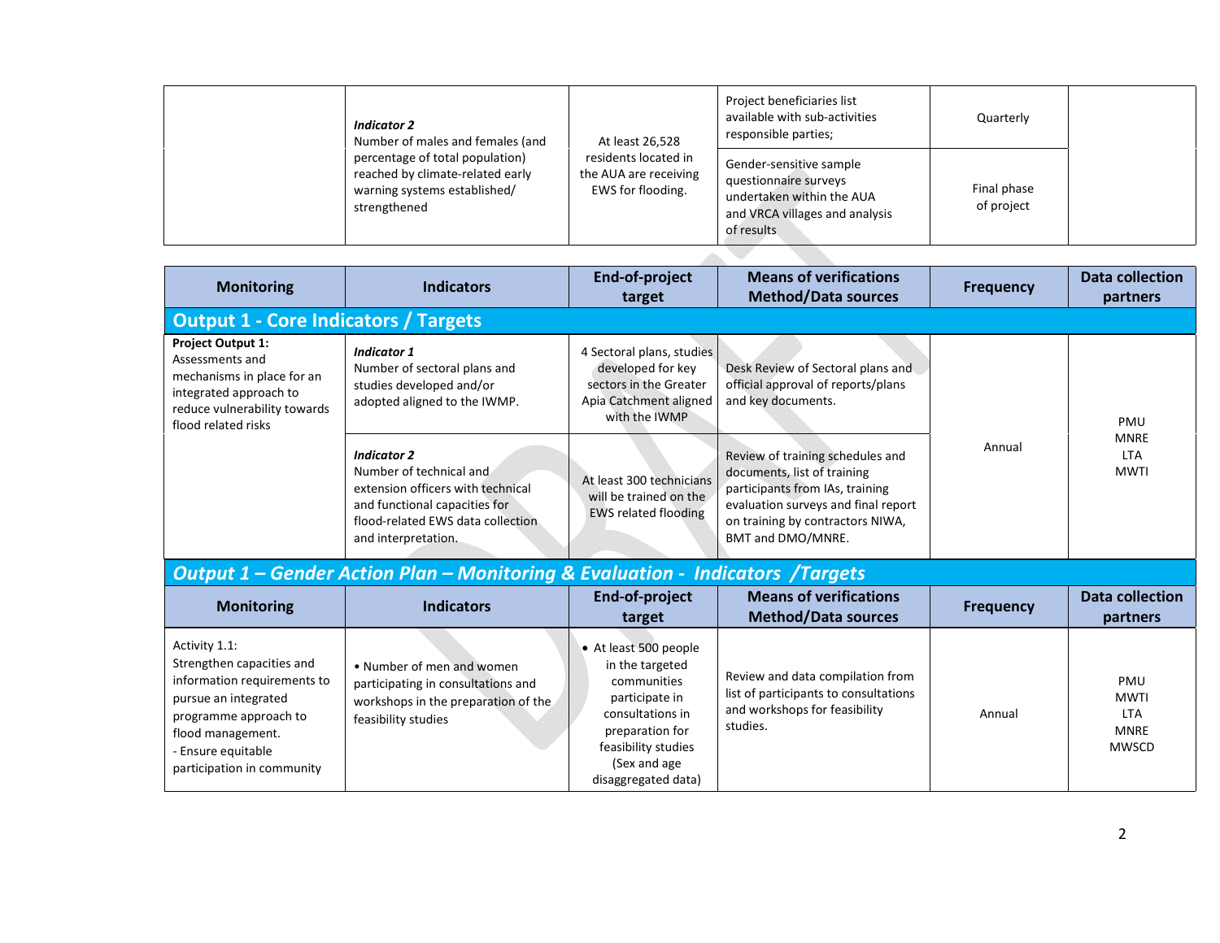| | | | | | |
|---|---|---|---|---|---|
| | ***Indicator 2***<br>Number of males and females (and percentage of total population) reached by climate-related early warning systems established/ strengthened | At least 26,528 residents located in the AUA are receiving EWS for flooding. | Project beneficiaries list available with sub-activities responsible parties; | Quarterly | |
| | | | Gender-sensitive sample questionnaire surveys undertaken within the AUA and VRCA villages and analysis of results | Final phase of project | |

| Monitoring | Indicators | End-of-project target | Means of verifications Method/Data sources | Frequency | Data collection partners |
|---|---|---|---|---|---|
| **Output 1 - Core Indicators / Targets** | | | | | |
| **Project Output 1:**<br>Assessments and mechanisms in place for an integrated approach to reduce vulnerability towards flood related risks | ***Indicator 1***<br>Number of sectoral plans and studies developed and/or adopted aligned to the IWMP. | 4 Sectoral plans, studies developed for key sectors in the Greater Apia Catchment aligned with the IWMP | Desk Review of Sectoral plans and official approval of reports/plans and key documents. | Annual | PMU<br>MNRE<br>LTA<br>MWTI |
| | ***Indicator 2***<br>Number of technical and extension officers with technical and functional capacities for flood-related EWS data collection and interpretation. | At least 300 technicians will be trained on the EWS related flooding | Review of training schedules and documents, list of training participants from IAs, training evaluation surveys and final report on training by contractors NIWA, BMT and DMO/MNRE. | | |
| ***Output 1 – Gender Action Plan – Monitoring & Evaluation - Indicators /Targets*** | | | | | |
| **Monitoring** | **Indicators** | **End-of-project target** | **Means of verifications Method/Data sources** | **Frequency** | **Data collection partners** |
| Activity 1.1:<br>Strengthen capacities and information requirements to pursue an integrated programme approach to flood management.<br>- Ensure equitable participation in community | • Number of men and women participating in consultations and workshops in the preparation of the feasibility studies | • At least 500 people in the targeted communities participate in consultations in preparation for feasibility studies (Sex and age disaggregated data) | Review and data compilation from list of participants to consultations and workshops for feasibility studies. | Annual | PMU<br>MWTI<br>LTA<br>MNRE<br>MWSCD |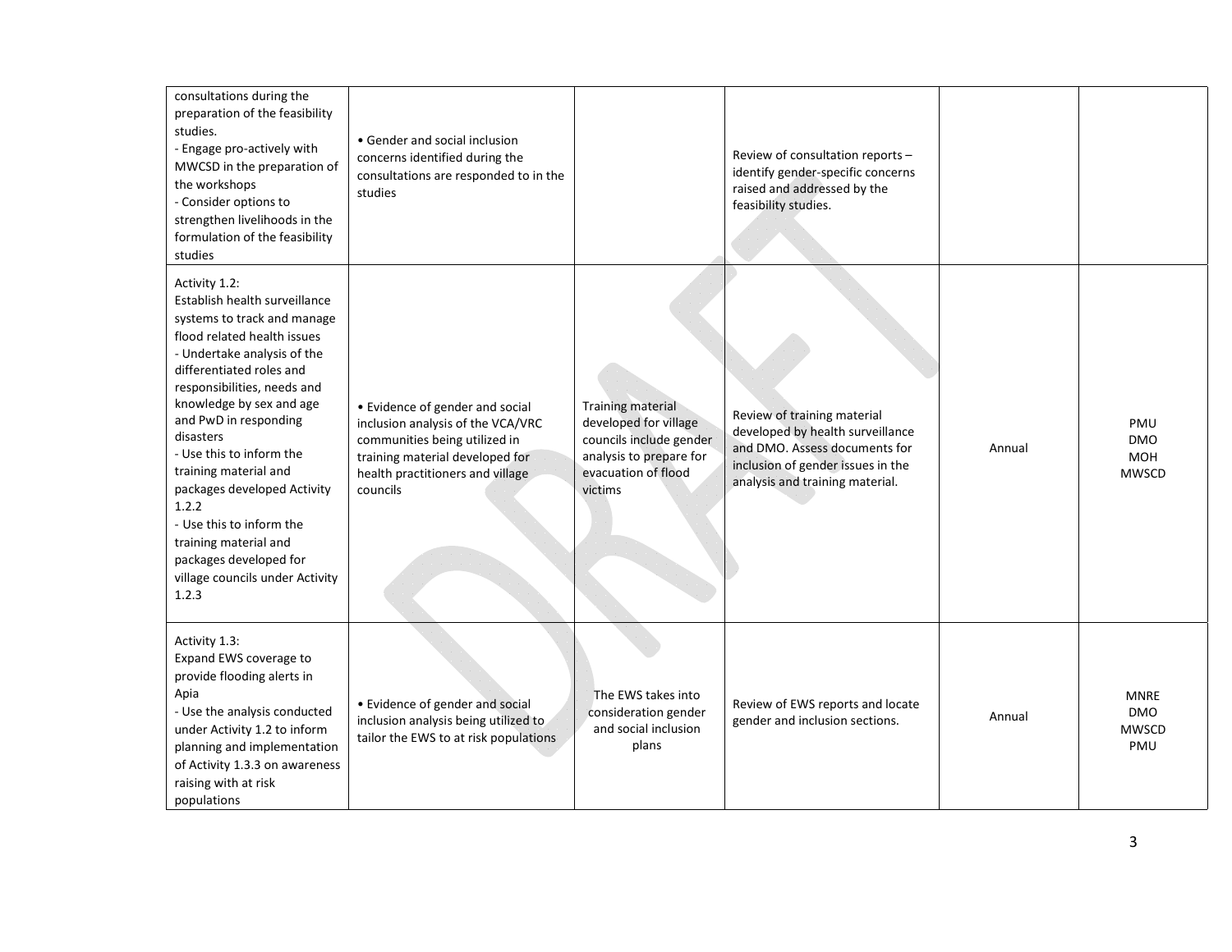| | | | | | |
|---|---|---|---|---|---|
| consultations during the preparation of the feasibility studies.<br>- Engage pro-actively with MWCSD in the preparation of the workshops<br>- Consider options to strengthen livelihoods in the formulation of the feasibility studies | • Gender and social inclusion concerns identified during the consultations are responded to in the studies | | Review of consultation reports – identify gender-specific concerns raised and addressed by the feasibility studies. | | |
| Activity 1.2:<br>Establish health surveillance systems to track and manage flood related health issues<br>- Undertake analysis of the differentiated roles and responsibilities, needs and knowledge by sex and age and PwD in responding disasters<br>- Use this to inform the training material and packages developed Activity 1.2.2<br>- Use this to inform the training material and packages developed for village councils under Activity 1.2.3 | • Evidence of gender and social inclusion analysis of the VCA/VRC communities being utilized in training material developed for health practitioners and village councils | Training material developed for village councils include gender analysis to prepare for evacuation of flood victims | Review of training material developed by health surveillance and DMO. Assess documents for inclusion of gender issues in the analysis and training material. | Annual | PMU<br>DMO<br>MOH<br>MWSCD |
| Activity 1.3:<br>Expand EWS coverage to provide flooding alerts in Apia<br>- Use the analysis conducted under Activity 1.2 to inform planning and implementation of Activity 1.3.3 on awareness raising with at risk populations | • Evidence of gender and social inclusion analysis being utilized to tailor the EWS to at risk populations | The EWS takes into consideration gender and social inclusion plans | Review of EWS reports and locate gender and inclusion sections. | Annual | MNRE<br>DMO<br>MWSCD<br>PMU |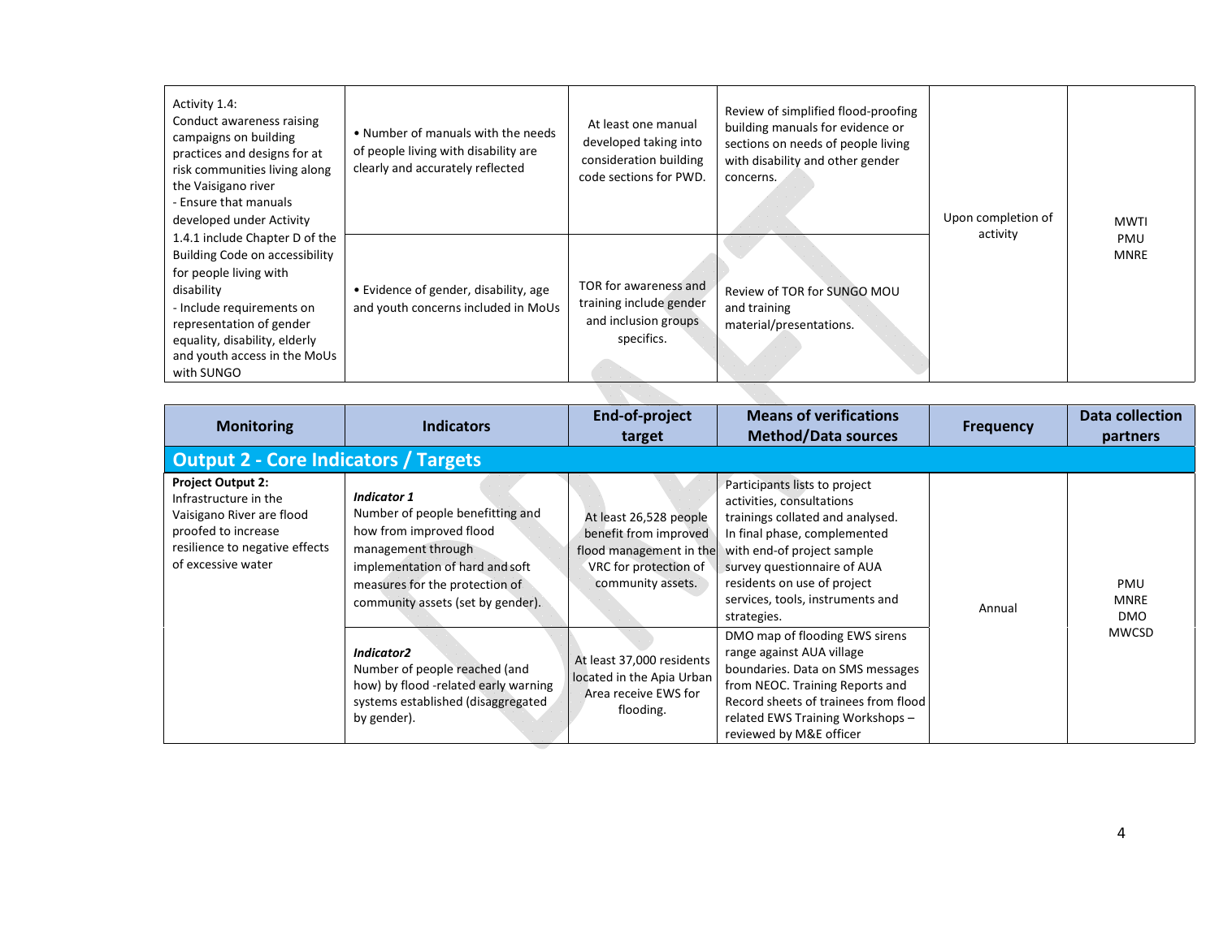| Activity 1.4: Conduct awareness raising campaigns on building practices and designs for at risk communities living along the Vaisigano river - Ensure that manuals developed under Activity 1.4.1 include Chapter D of the Building Code on accessibility for people living with disability - Include requirements on representation of gender equality, disability, elderly and youth access in the MoUs with SUNGO | • Number of manuals with the needs of people living with disability are clearly and accurately reflected | At least one manual developed taking into consideration building code sections for PWD. | Review of simplified flood-proofing building manuals for evidence or sections on needs of people living with disability and other gender concerns. | Upon completion of activity | MWTI PMU MNRE |
|---|---|---|---|---|---|
| | • Evidence of gender, disability, age and youth concerns included in MoUs | TOR for awareness and training include gender and inclusion groups specifics. | Review of TOR for SUNGO MOU and training material/presentations. | | |

| Monitoring | Indicators | End-of-project target | Means of verifications Method/Data sources | Frequency | Data collection partners |
|---|---|---|---|---|---|
| **Output 2 - Core Indicators / Targets** | | | | | |
| **Project Output 2:** Infrastructure in the Vaisigano River are flood proofed to increase resilience to negative effects of excessive water | ***Indicator 1*** Number of people benefitting and how from improved flood management through implementation of hard and soft measures for the protection of community assets (set by gender). | At least 26,528 people benefit from improved flood management in the VRC for protection of community assets. | Participants lists to project activities, consultations trainings collated and analysed. In final phase, complemented with end-of project sample survey questionnaire of AUA residents on use of project services, tools, instruments and strategies. | Annual | PMU MNRE DMO MWCSD |
| | ***Indicator2*** Number of people reached (and how) by flood -related early warning systems established (disaggregated by gender). | At least 37,000 residents located in the Apia Urban Area receive EWS for flooding. | DMO map of flooding EWS sirens range against AUA village boundaries. Data on SMS messages from NEOC. Training Reports and Record sheets of trainees from flood related EWS Training Workshops – reviewed by M&E officer | | |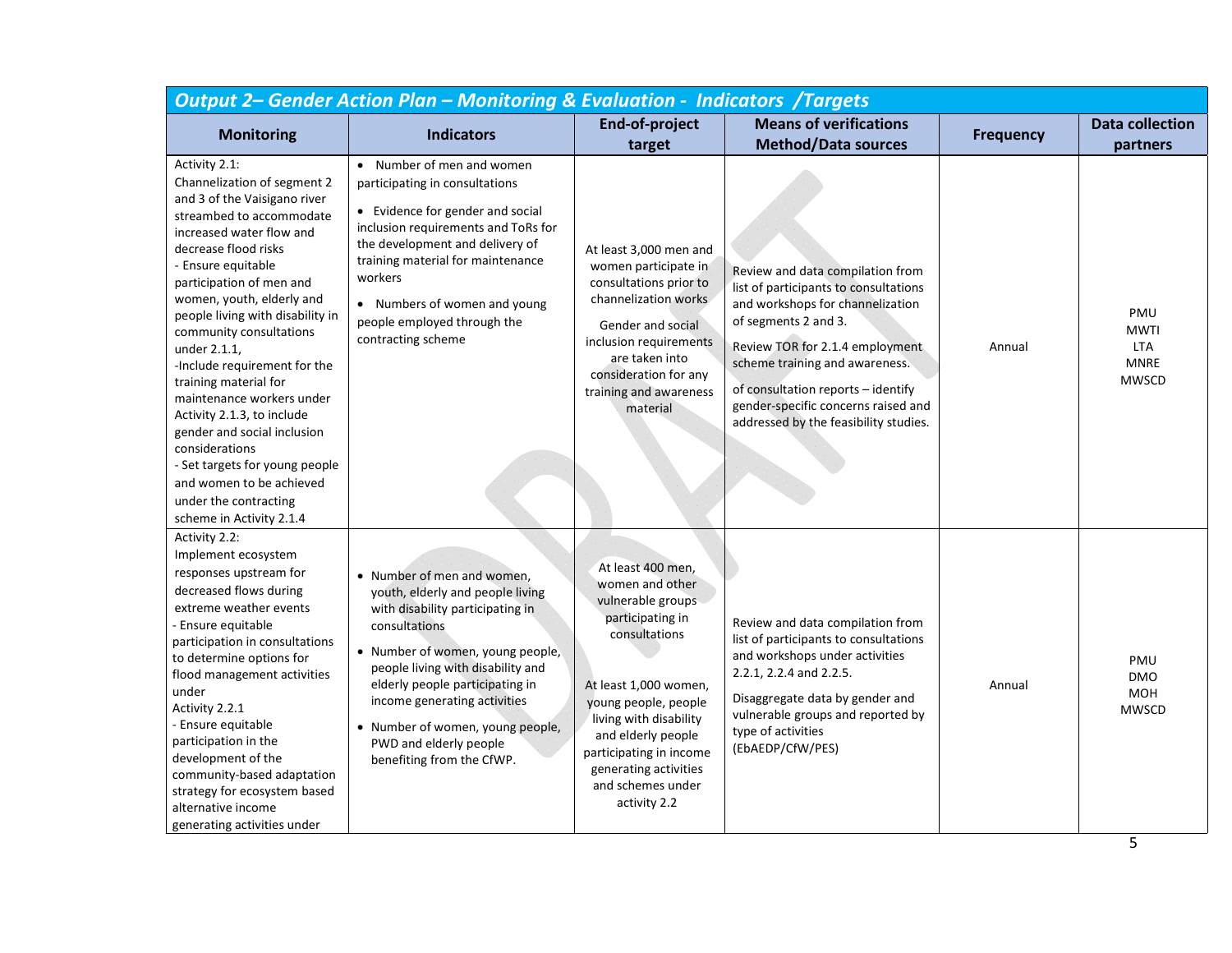| *Output 2– Gender Action Plan – Monitoring & Evaluation - Indicators /Targets* | | | | | |
|---|---|---|---|---|---|
| **Monitoring** | **Indicators** | **End-of-project target** | **Means of verifications Method/Data sources** | **Frequency** | **Data collection partners** |
| Activity 2.1:<br>Channelization of segment 2 and 3 of the Vaisigano river streambed to accommodate increased water flow and decrease flood risks<br>- Ensure equitable participation of men and women, youth, elderly and people living with disability in community consultations under 2.1.1,<br>-Include requirement for the training material for maintenance workers under Activity 2.1.3, to include gender and social inclusion considerations<br>- Set targets for young people and women to be achieved under the contracting scheme in Activity 2.1.4 | • Number of men and women participating in consultations<br>• Evidence for gender and social inclusion requirements and ToRs for the development and delivery of training material for maintenance workers<br>• Numbers of women and young people employed through the contracting scheme | At least 3,000 men and women participate in consultations prior to channelization works<br>Gender and social inclusion requirements are taken into consideration for any training and awareness material | Review and data compilation from list of participants to consultations and workshops for channelization of segments 2 and 3.<br>Review TOR for 2.1.4 employment scheme training and awareness.<br>of consultation reports – identify gender-specific concerns raised and addressed by the feasibility studies. | Annual | PMU<br>MWTI<br>LTA<br>MNRE<br>MWSCD |
| Activity 2.2:<br>Implement ecosystem responses upstream for decreased flows during extreme weather events<br>- Ensure equitable participation in consultations to determine options for flood management activities under<br>Activity 2.2.1<br>- Ensure equitable participation in the development of the community-based adaptation strategy for ecosystem based alternative income generating activities under | • Number of men and women, youth, elderly and people living with disability participating in consultations<br>• Number of women, young people, people living with disability and elderly people participating in income generating activities<br>• Number of women, young people, PWD and elderly people benefiting from the CfWP. | At least 400 men, women and other vulnerable groups participating in consultations<br>At least 1,000 women, young people, people living with disability and elderly people participating in income generating activities and schemes under activity 2.2 | Review and data compilation from list of participants to consultations and workshops under activities 2.2.1, 2.2.4 and 2.2.5.<br>Disaggregate data by gender and vulnerable groups and reported by type of activities (EbAEDP/CfW/PES) | Annual | PMU<br>DMO<br>MOH<br>MWSCD |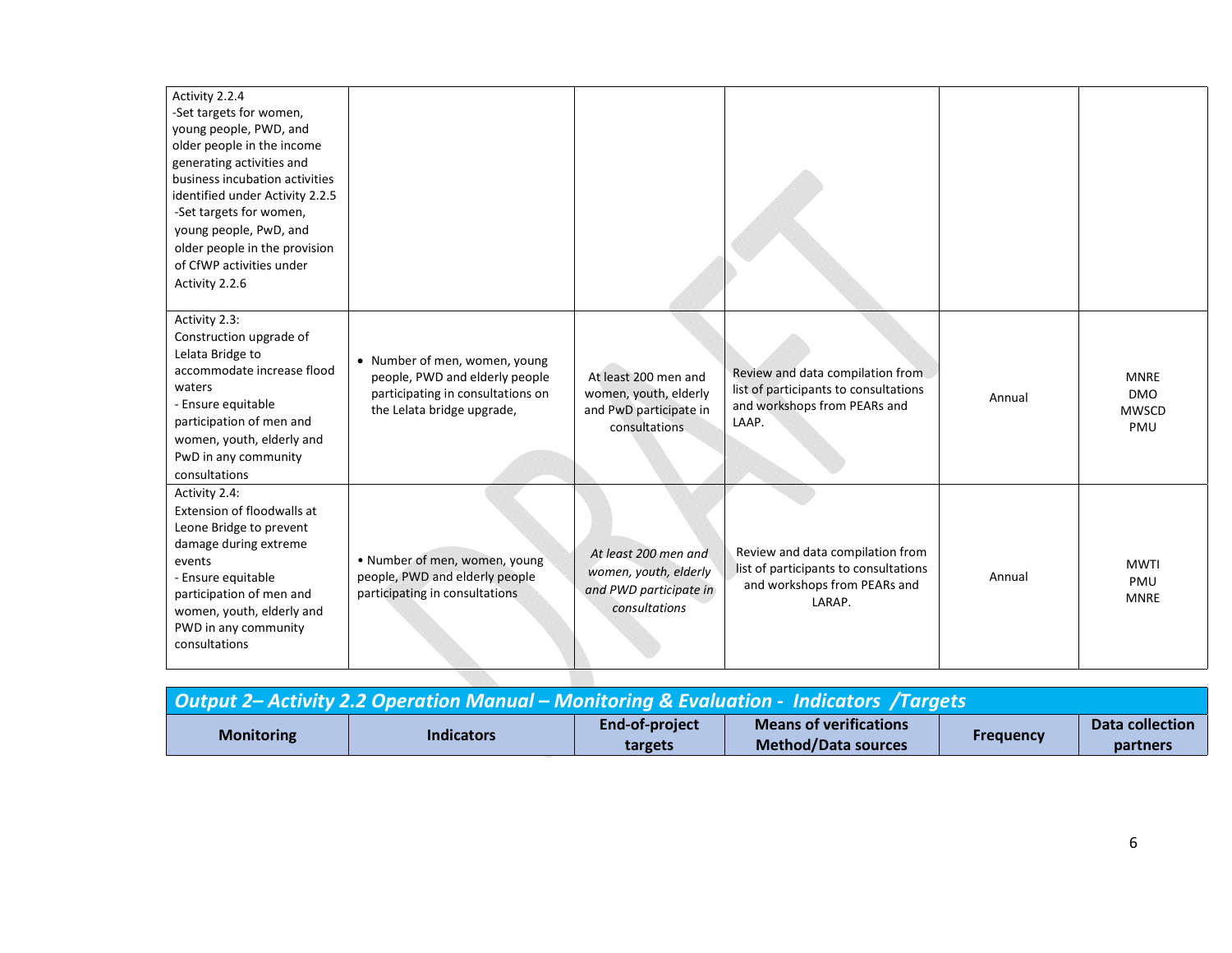| | | | | | |
|---|---|---|---|---|---|
| Activity 2.2.4<br>-Set targets for women, young people, PWD, and older people in the income generating activities and business incubation activities identified under Activity 2.2.5<br>-Set targets for women, young people, PwD, and older people in the provision of CfWP activities under Activity 2.2.6 | | | | | |
| Activity 2.3:<br>Construction upgrade of Lelata Bridge to accommodate increase flood waters<br>- Ensure equitable participation of men and women, youth, elderly and PwD in any community consultations | • Number of men, women, young people, PWD and elderly people participating in consultations on the Lelata bridge upgrade, | At least 200 men and women, youth, elderly and PwD participate in consultations | Review and data compilation from list of participants to consultations and workshops from PEARs and LAAP. | Annual | MNRE<br>DMO<br>MWSCD<br>PMU |
| Activity 2.4:<br>Extension of floodwalls at Leone Bridge to prevent damage during extreme events<br>- Ensure equitable participation of men and women, youth, elderly and PWD in any community consultations | • Number of men, women, young people, PWD and elderly people participating in consultations | *At least 200 men and women, youth, elderly and PWD participate in consultations* | Review and data compilation from list of participants to consultations and workshops from PEARs and LARAP. | Annual | MWTI<br>PMU<br>MNRE |

| ***Output 2– Activity 2.2 Operation Manual – Monitoring & Evaluation - Indicators /Targets*** | | | | | |
|---|---|---|---|---|---|
| **Monitoring** | **Indicators** | **End-of-project targets** | **Means of verifications Method/Data sources** | **Frequency** | **Data collection partners** |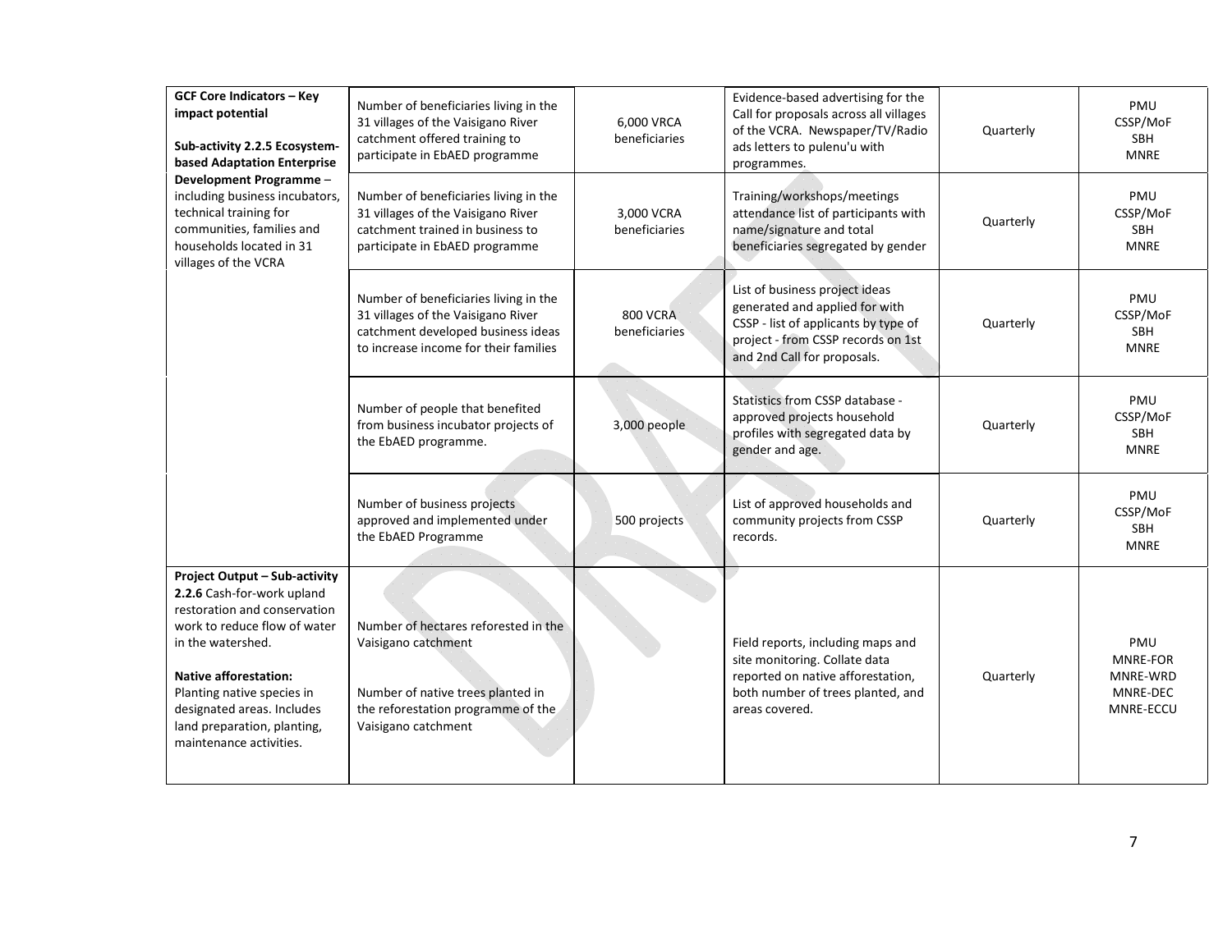| **GCF Core Indicators – Key impact potential**<br><br>**Sub-activity 2.2.5 Ecosystem-based Adaptation Enterprise Development Programme** – including business incubators, technical training for communities, families and households located in 31 villages of the VCRA | Number of beneficiaries living in the 31 villages of the Vaisigano River catchment offered training to participate in EbAED programme | 6,000 VRCA beneficiaries | Evidence-based advertising for the Call for proposals across all villages of the VCRA. Newspaper/TV/Radio ads letters to pulenu'u with programmes. | Quarterly | PMU<br>CSSP/MoF<br>SBH<br>MNRE |
|---|---|---|---|---|---|
| | Number of beneficiaries living in the 31 villages of the Vaisigano River catchment trained in business to participate in EbAED programme | 3,000 VCRA beneficiaries | Training/workshops/meetings attendance list of participants with name/signature and total beneficiaries segregated by gender | Quarterly | PMU<br>CSSP/MoF<br>SBH<br>MNRE |
| | Number of beneficiaries living in the 31 villages of the Vaisigano River catchment developed business ideas to increase income for their families | 800 VCRA beneficiaries | List of business project ideas generated and applied for with CSSP - list of applicants by type of project - from CSSP records on 1st and 2nd Call for proposals. | Quarterly | PMU<br>CSSP/MoF<br>SBH<br>MNRE |
| | Number of people that benefited from business incubator projects of the EbAED programme. | 3,000 people | Statistics from CSSP database - approved projects household profiles with segregated data by gender and age. | Quarterly | PMU<br>CSSP/MoF<br>SBH<br>MNRE |
| | Number of business projects approved and implemented under the EbAED Programme | 500 projects | List of approved households and community projects from CSSP records. | Quarterly | PMU<br>CSSP/MoF<br>SBH<br>MNRE |
| **Project Output – Sub-activity 2.2.6** Cash-for-work upland restoration and conservation work to reduce flow of water in the watershed.<br><br>**Native afforestation:** Planting native species in designated areas. Includes land preparation, planting, maintenance activities. | Number of hectares reforested in the Vaisigano catchment<br><br>Number of native trees planted in the reforestation programme of the Vaisigano catchment | | Field reports, including maps and site monitoring. Collate data reported on native afforestation, both number of trees planted, and areas covered. | Quarterly | PMU<br>MNRE-FOR<br>MNRE-WRD<br>MNRE-DEC<br>MNRE-ECCU |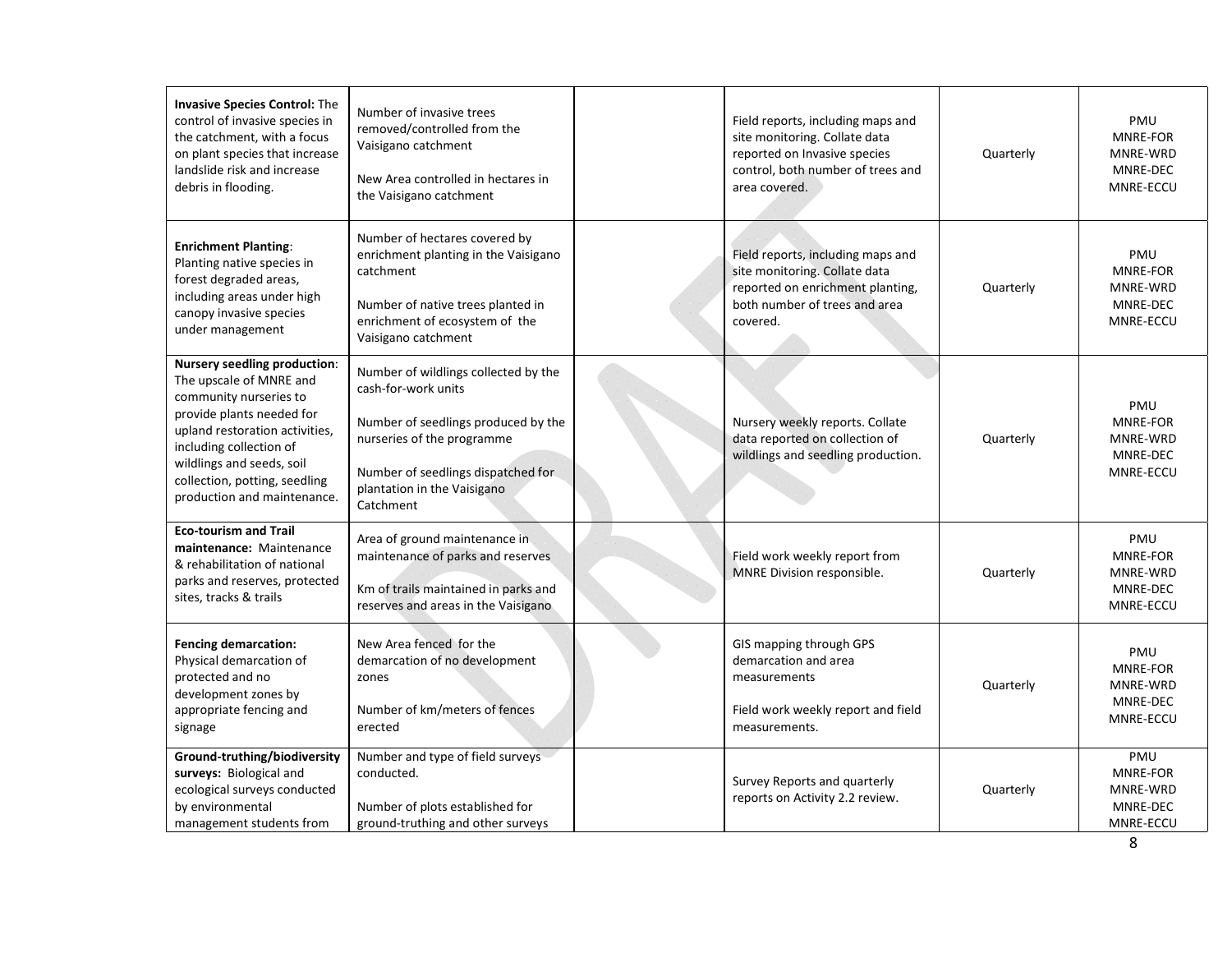| | | | | | |
|---|---|---|---|---|---|
| **Invasive Species Control:** The control of invasive species in the catchment, with a focus on plant species that increase landslide risk and increase debris in flooding. | Number of invasive trees removed/controlled from the Vaisigano catchment<br><br>New Area controlled in hectares in the Vaisigano catchment | | Field reports, including maps and site monitoring. Collate data reported on Invasive species control, both number of trees and area covered. | Quarterly | PMU<br>MNRE-FOR<br>MNRE-WRD<br>MNRE-DEC<br>MNRE-ECCU |
| **Enrichment Planting**: Planting native species in forest degraded areas, including areas under high canopy invasive species under management | Number of hectares covered by enrichment planting in the Vaisigano catchment<br><br>Number of native trees planted in enrichment of ecosystem of the Vaisigano catchment | | Field reports, including maps and site monitoring. Collate data reported on enrichment planting, both number of trees and area covered. | Quarterly | PMU<br>MNRE-FOR<br>MNRE-WRD<br>MNRE-DEC<br>MNRE-ECCU |
| **Nursery seedling production**: The upscale of MNRE and community nurseries to provide plants needed for upland restoration activities, including collection of wildlings and seeds, soil collection, potting, seedling production and maintenance. | Number of wildlings collected by the cash-for-work units<br><br>Number of seedlings produced by the nurseries of the programme<br><br>Number of seedlings dispatched for plantation in the Vaisigano Catchment | | Nursery weekly reports. Collate data reported on collection of wildlings and seedling production. | Quarterly | PMU<br>MNRE-FOR<br>MNRE-WRD<br>MNRE-DEC<br>MNRE-ECCU |
| **Eco-tourism and Trail maintenance:** Maintenance & rehabilitation of national parks and reserves, protected sites, tracks & trails | Area of ground maintenance in maintenance of parks and reserves<br><br>Km of trails maintained in parks and reserves and areas in the Vaisigano | | Field work weekly report from MNRE Division responsible. | Quarterly | PMU<br>MNRE-FOR<br>MNRE-WRD<br>MNRE-DEC<br>MNRE-ECCU |
| **Fencing demarcation:** Physical demarcation of protected and no development zones by appropriate fencing and signage | New Area fenced for the demarcation of no development zones<br><br>Number of km/meters of fences erected | | GIS mapping through GPS demarcation and area measurements<br><br>Field work weekly report and field measurements. | Quarterly | PMU<br>MNRE-FOR<br>MNRE-WRD<br>MNRE-DEC<br>MNRE-ECCU |
| **Ground-truthing/biodiversity surveys:** Biological and ecological surveys conducted by environmental management students from | Number and type of field surveys conducted.<br><br>Number of plots established for ground-truthing and other surveys | | Survey Reports and quarterly reports on Activity 2.2 review. | Quarterly | PMU<br>MNRE-FOR<br>MNRE-WRD<br>MNRE-DEC<br>MNRE-ECCU |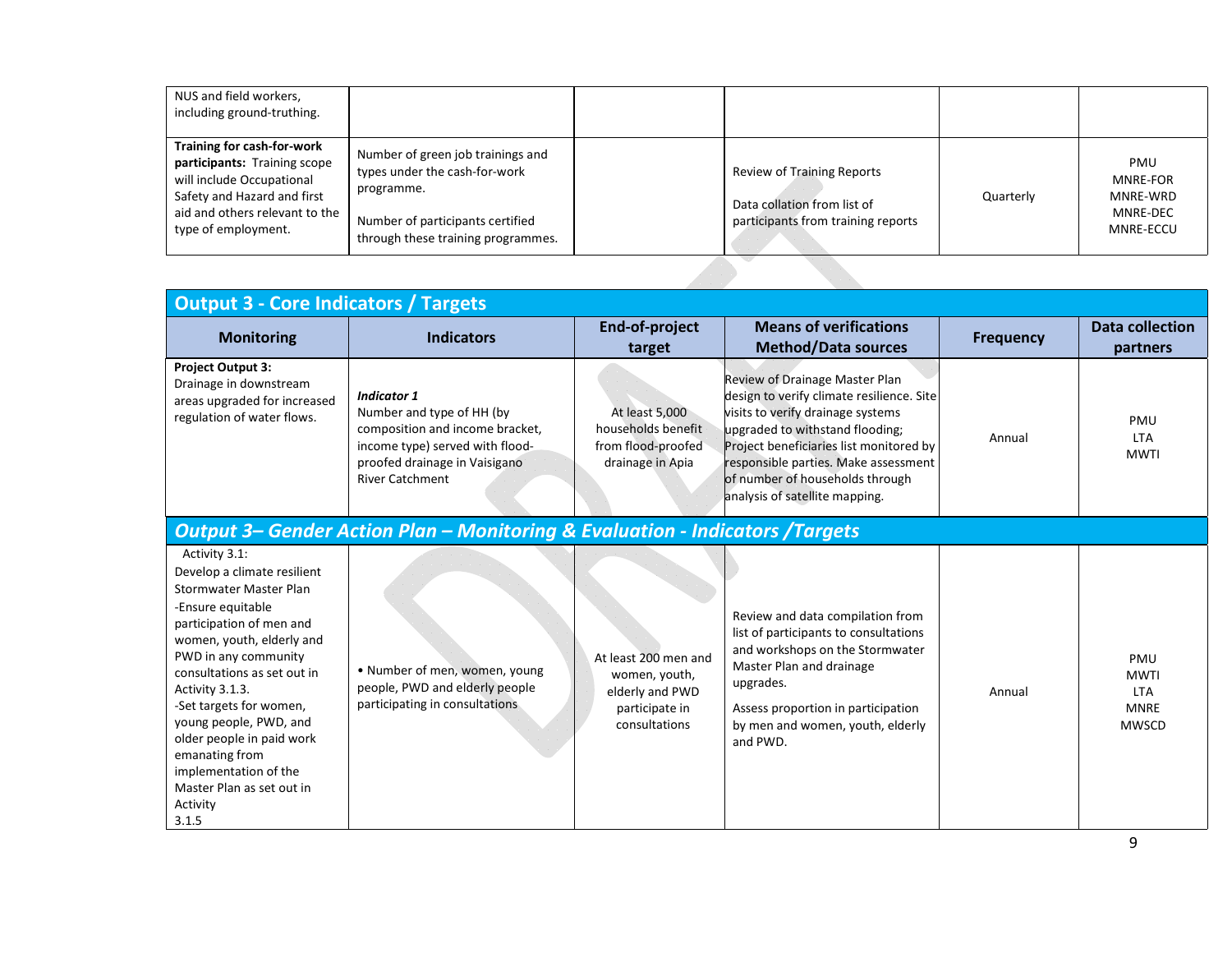| | | | | | |
|---|---|---|---|---|---|
| NUS and field workers, including ground-truthing. | | | | | |
| **Training for cash-for-work participants:** Training scope will include Occupational Safety and Hazard and first aid and others relevant to the type of employment. | Number of green job trainings and types under the cash-for-work programme.<br><br>Number of participants certified through these training programmes. | | Review of Training Reports<br><br>Data collation from list of participants from training reports | Quarterly | PMU<br>MNRE-FOR<br>MNRE-WRD<br>MNRE-DEC<br>MNRE-ECCU |

## Output 3 - Core Indicators / Targets

| Monitoring | Indicators | End-of-project target | Means of verifications Method/Data sources | Frequency | Data collection partners |
|---|---|---|---|---|---|
| **Project Output 3:** Drainage in downstream areas upgraded for increased regulation of water flows. | ***Indicator 1***<br>Number and type of HH (by composition and income bracket, income type) served with flood-proofed drainage in Vaisigano River Catchment | At least 5,000 households benefit from flood-proofed drainage in Apia | Review of Drainage Master Plan design to verify climate resilience. Site visits to verify drainage systems upgraded to withstand flooding; Project beneficiaries list monitored by responsible parties. Make assessment of number of households through analysis of satellite mapping. | Annual | PMU<br>LTA<br>MWTI |

## *Output 3– Gender Action Plan – Monitoring & Evaluation - Indicators /Targets*

| | | | | | |
|---|---|---|---|---|---|
| Activity 3.1:<br>Develop a climate resilient Stormwater Master Plan<br>-Ensure equitable participation of men and women, youth, elderly and PWD in any community consultations as set out in Activity 3.1.3.<br>-Set targets for women, young people, PWD, and older people in paid work emanating from implementation of the Master Plan as set out in Activity 3.1.5 | • Number of men, women, young people, PWD and elderly people participating in consultations | At least 200 men and women, youth, elderly and PWD participate in consultations | Review and data compilation from list of participants to consultations and workshops on the Stormwater Master Plan and drainage upgrades.<br><br>Assess proportion in participation by men and women, youth, elderly and PWD. | Annual | PMU<br>MWTI<br>LTA<br>MNRE<br>MWSCD |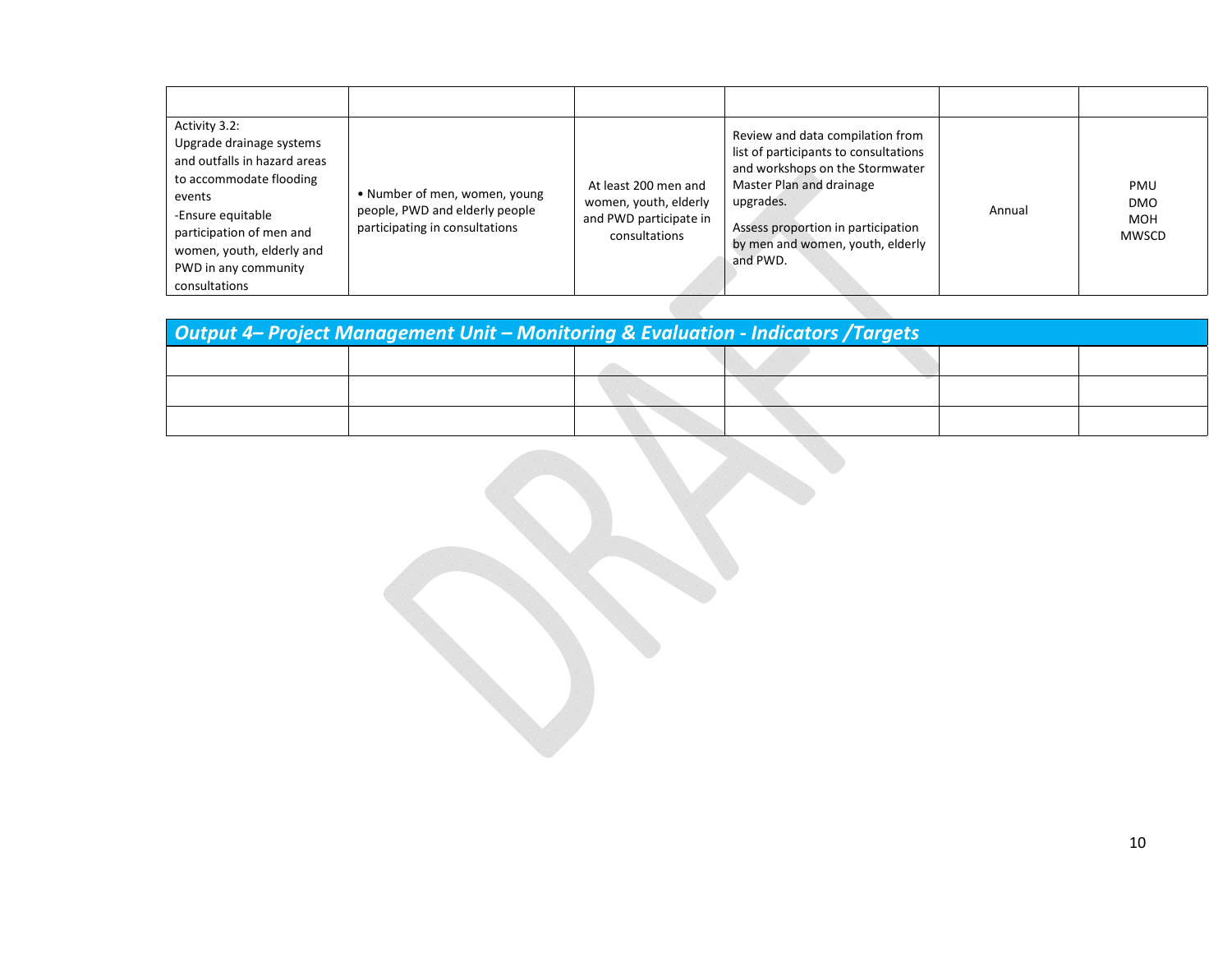| | | | | | |
|---|---|---|---|---|---|
| Activity 3.2:<br>Upgrade drainage systems and outfalls in hazard areas to accommodate flooding events<br>-Ensure equitable participation of men and women, youth, elderly and PWD in any community consultations | • Number of men, women, young people, PWD and elderly people participating in consultations | At least 200 men and women, youth, elderly and PWD participate in consultations | Review and data compilation from list of participants to consultations and workshops on the Stormwater Master Plan and drainage upgrades.<br>Assess proportion in participation by men and women, youth, elderly and PWD. | Annual | PMU<br>DMO<br>MOH<br>MWSCD |

| ***Output 4– Project Management Unit – Monitoring & Evaluation - Indicators /Targets*** | | | | | |
|---|---|---|---|---|---|
| | | | | | |
| | | | | | |
| | | | | | |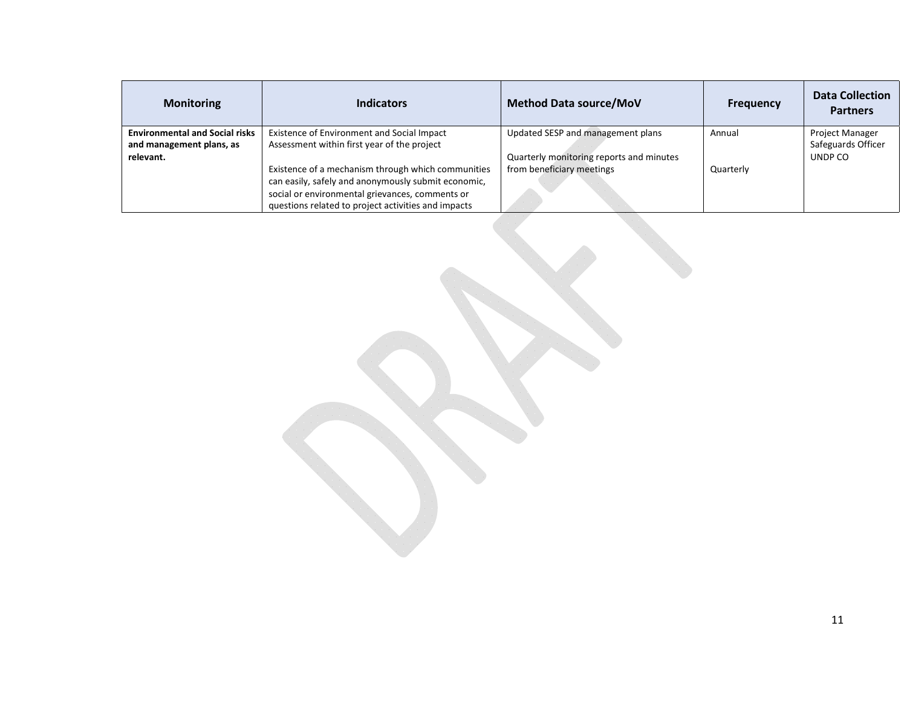| Monitoring | Indicators | Method Data source/MoV | Frequency | Data Collection Partners |
|---|---|---|---|---|
| **Environmental and Social risks and management plans, as relevant.** | Existence of Environment and Social Impact Assessment within first year of the project<br><br>Existence of a mechanism through which communities can easily, safely and anonymously submit economic, social or environmental grievances, comments or questions related to project activities and impacts | Updated SESP and management plans<br><br>Quarterly monitoring reports and minutes from beneficiary meetings | Annual<br><br>Quarterly | Project Manager<br>Safeguards Officer<br>UNDP CO |